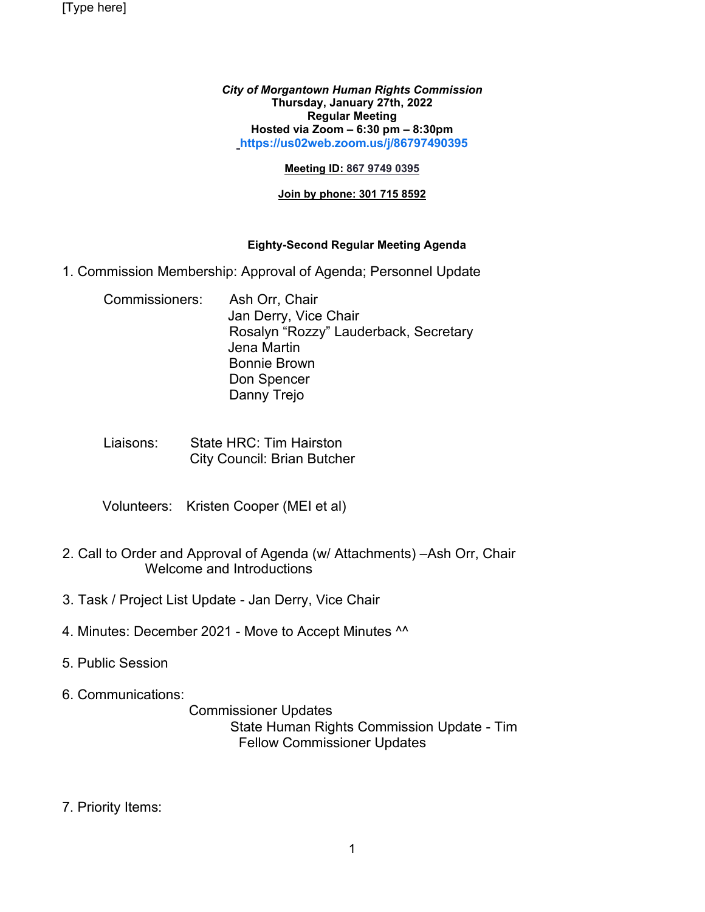[Type here]

***City of Morgantown Human Rights Commission***
**Thursday, January 27th, 2022**
**Regular Meeting**
**Hosted via Zoom – 6:30 pm – 8:30pm**
**https://us02web.zoom.us/j/86797490395**

**Meeting ID: 867 9749 0395**

**Join by phone: 301 715 8592**

**Eighty-Second Regular Meeting Agenda**

1. Commission Membership: Approval of Agenda; Personnel Update

   Commissioners: Ash Orr, Chair
   Jan Derry, Vice Chair
   Rosalyn "Rozzy" Lauderback, Secretary
   Jena Martin
   Bonnie Brown
   Don Spencer
   Danny Trejo

   Liaisons: State HRC: Tim Hairston
   City Council: Brian Butcher

   Volunteers: Kristen Cooper (MEI et al)

2. Call to Order and Approval of Agenda (w/ Attachments) –Ash Orr, Chair
   Welcome and Introductions

3. Task / Project List Update - Jan Derry, Vice Chair

4. Minutes: December 2021 - Move to Accept Minutes ^^

5. Public Session

6. Communications:
   Commissioner Updates
   State Human Rights Commission Update - Tim
   Fellow Commissioner Updates

7. Priority Items: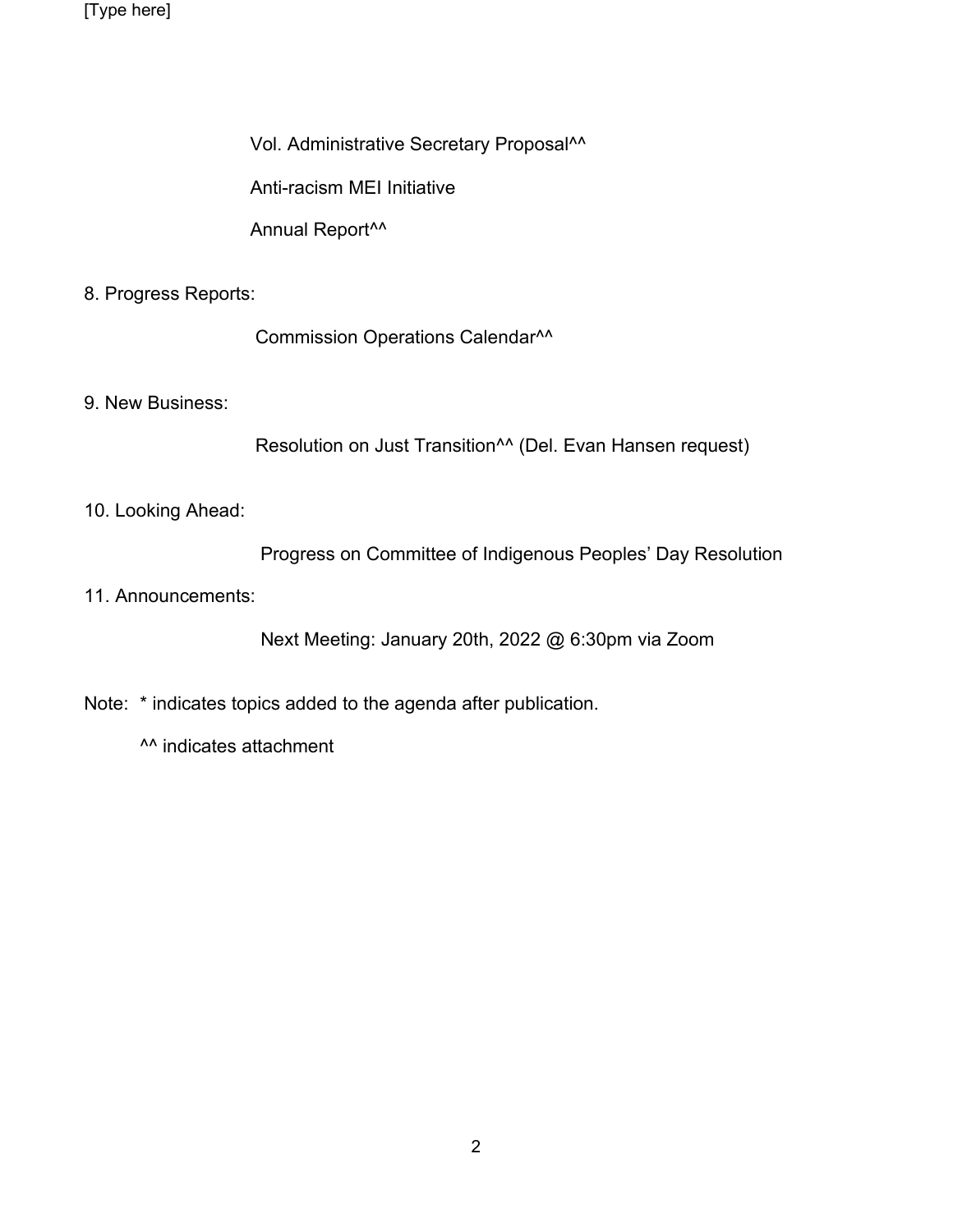Vol. Administrative Secretary Proposal^^

Anti-racism MEI Initiative

Annual Report^^

8. Progress Reports:

Commission Operations Calendar^^

9. New Business:

Resolution on Just Transition^^ (Del. Evan Hansen request)

10. Looking Ahead:

Progress on Committee of Indigenous Peoples' Day Resolution

11. Announcements:

Next Meeting: January 20th, 2022 @ 6:30pm via Zoom

Note: * indicates topics added to the agenda after publication.

^^ indicates attachment